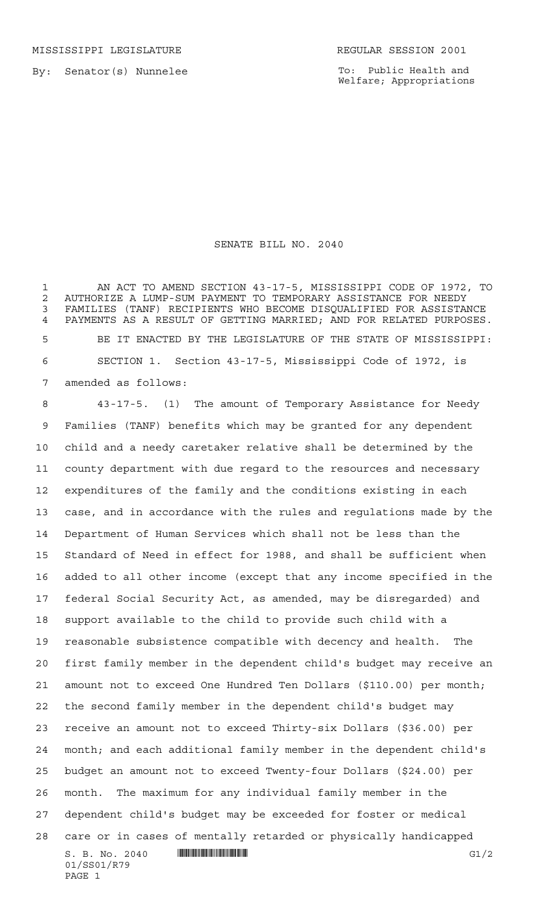MISSISSIPPI LEGISLATURE REGULAR SESSION 2001

By: Senator(s) Nunnelee

To: Public Health and Welfare; Appropriations

# SENATE BILL NO. 2040

AN ACT TO AMEND SECTION 43-17-5, MISSISSIPPI CODE OF 1972, TO AUTHORIZE A LUMP-SUM PAYMENT TO TEMPORARY ASSISTANCE FOR NEEDY FAMILIES (TANF) RECIPIENTS WHO BECOME DISQUALIFIED FOR ASSISTANCE PAYMENTS AS A RESULT OF GETTING MARRIED; AND FOR RELATED PURPOSES.

BE IT ENACTED BY THE LEGISLATURE OF THE STATE OF MISSISSIPPI:

SECTION 1. Section 43-17-5, Mississippi Code of 1972, is amended as follows:

43-17-5. (1) The amount of Temporary Assistance for Needy Families (TANF) benefits which may be granted for any dependent child and a needy caretaker relative shall be determined by the county department with due regard to the resources and necessary expenditures of the family and the conditions existing in each case, and in accordance with the rules and regulations made by the Department of Human Services which shall not be less than the Standard of Need in effect for 1988, and shall be sufficient when added to all other income (except that any income specified in the federal Social Security Act, as amended, may be disregarded) and support available to the child to provide such child with a reasonable subsistence compatible with decency and health. The first family member in the dependent child's budget may receive an amount not to exceed One Hundred Ten Dollars ($110.00) per month; the second family member in the dependent child's budget may receive an amount not to exceed Thirty-six Dollars ($36.00) per month; and each additional family member in the dependent child's budget an amount not to exceed Twenty-four Dollars ($24.00) per month. The maximum for any individual family member in the dependent child's budget may be exceeded for foster or medical care or in cases of mentally retarded or physically handicapped

S. B. No. 2040
01/SS01/R79
PAGE 1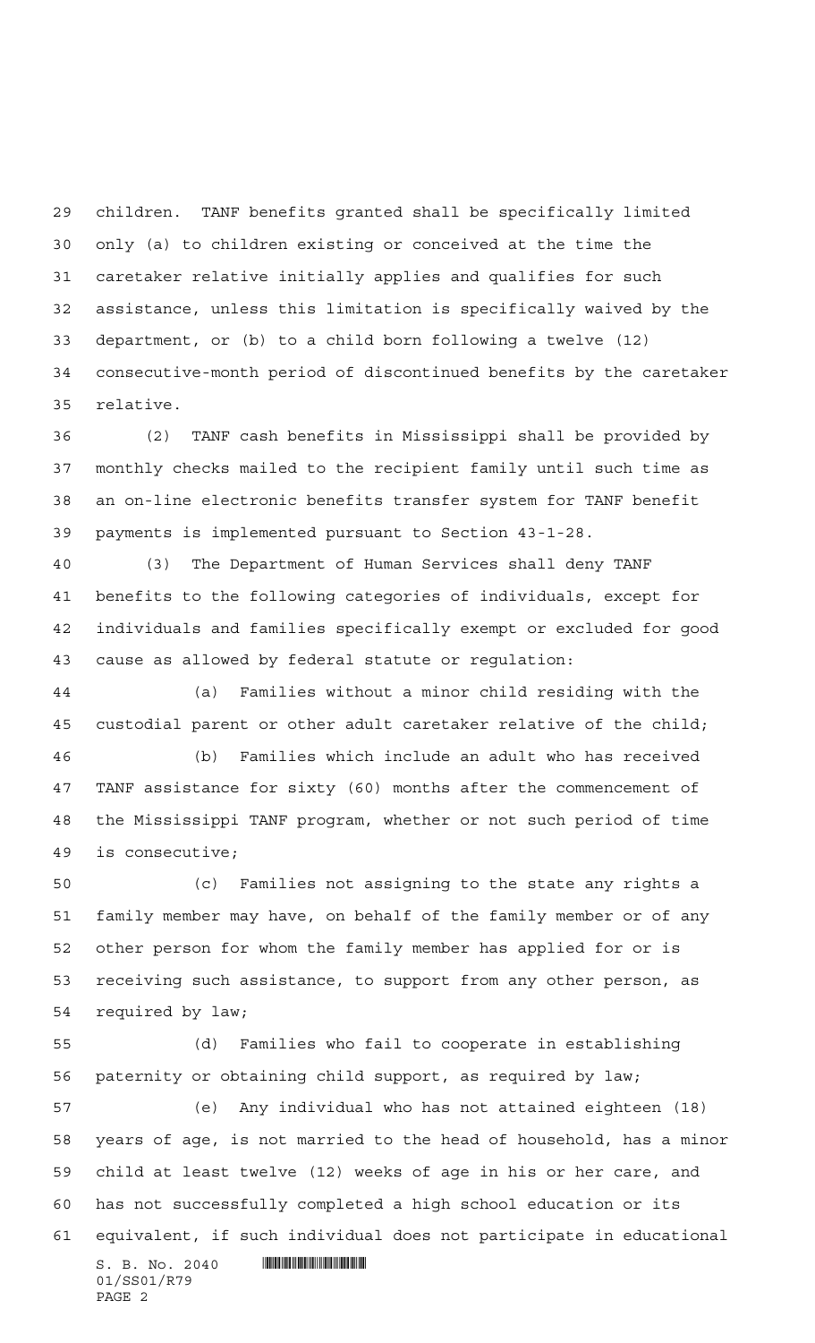children. TANF benefits granted shall be specifically limited only (a) to children existing or conceived at the time the caretaker relative initially applies and qualifies for such assistance, unless this limitation is specifically waived by the department, or (b) to a child born following a twelve (12) consecutive-month period of discontinued benefits by the caretaker relative.

(2) TANF cash benefits in Mississippi shall be provided by monthly checks mailed to the recipient family until such time as an on-line electronic benefits transfer system for TANF benefit payments is implemented pursuant to Section 43-1-28.

(3) The Department of Human Services shall deny TANF benefits to the following categories of individuals, except for individuals and families specifically exempt or excluded for good cause as allowed by federal statute or regulation:

(a) Families without a minor child residing with the custodial parent or other adult caretaker relative of the child;

(b) Families which include an adult who has received TANF assistance for sixty (60) months after the commencement of the Mississippi TANF program, whether or not such period of time is consecutive;

(c) Families not assigning to the state any rights a family member may have, on behalf of the family member or of any other person for whom the family member has applied for or is receiving such assistance, to support from any other person, as required by law;

(d) Families who fail to cooperate in establishing paternity or obtaining child support, as required by law;

(e) Any individual who has not attained eighteen (18) years of age, is not married to the head of household, has a minor child at least twelve (12) weeks of age in his or her care, and has not successfully completed a high school education or its equivalent, if such individual does not participate in educational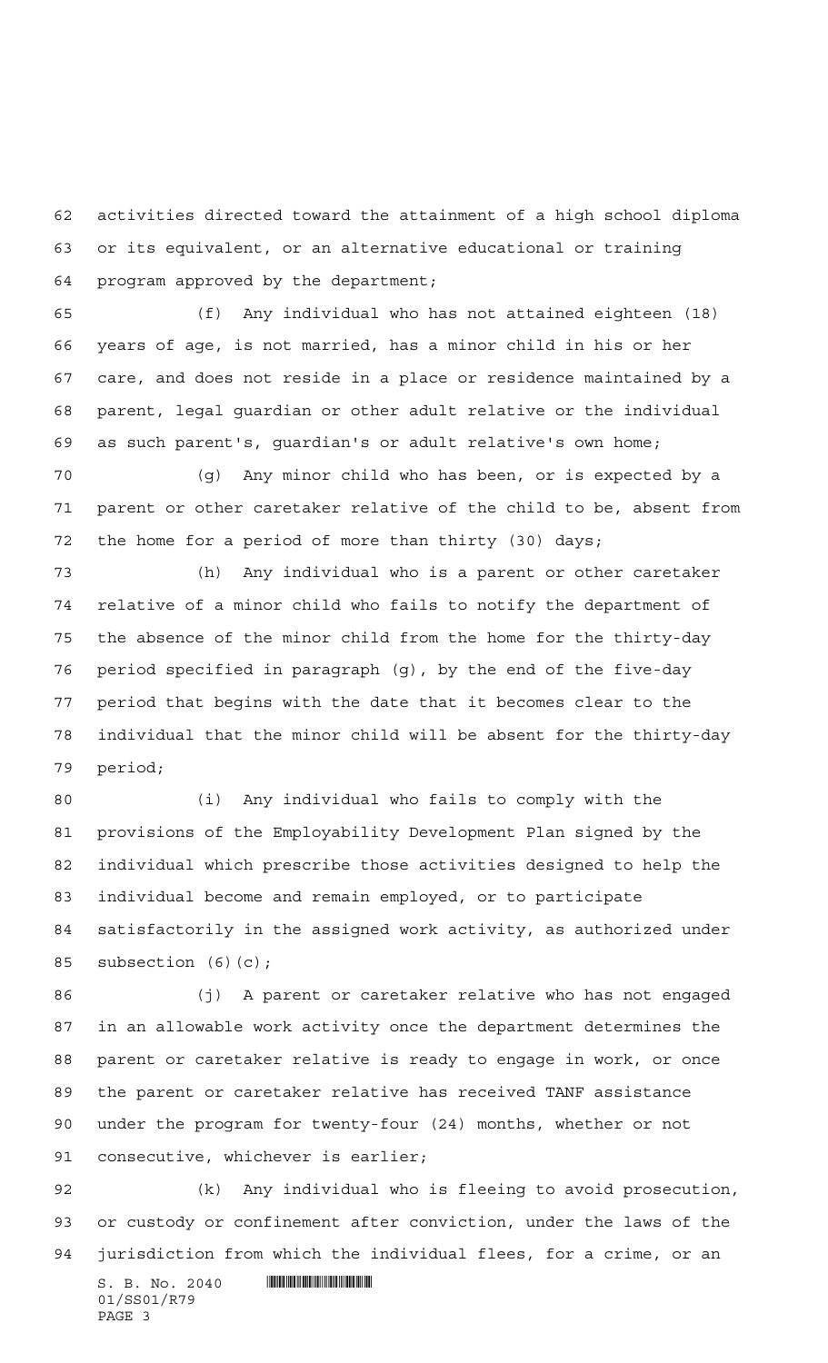activities directed toward the attainment of a high school diploma or its equivalent, or an alternative educational or training program approved by the department;

(f) Any individual who has not attained eighteen (18) years of age, is not married, has a minor child in his or her care, and does not reside in a place or residence maintained by a parent, legal guardian or other adult relative or the individual as such parent's, guardian's or adult relative's own home;

(g) Any minor child who has been, or is expected by a parent or other caretaker relative of the child to be, absent from the home for a period of more than thirty (30) days;

(h) Any individual who is a parent or other caretaker relative of a minor child who fails to notify the department of the absence of the minor child from the home for the thirty-day period specified in paragraph (g), by the end of the five-day period that begins with the date that it becomes clear to the individual that the minor child will be absent for the thirty-day period;

(i) Any individual who fails to comply with the provisions of the Employability Development Plan signed by the individual which prescribe those activities designed to help the individual become and remain employed, or to participate satisfactorily in the assigned work activity, as authorized under subsection (6)(c);

(j) A parent or caretaker relative who has not engaged in an allowable work activity once the department determines the parent or caretaker relative is ready to engage in work, or once the parent or caretaker relative has received TANF assistance under the program for twenty-four (24) months, whether or not consecutive, whichever is earlier;

(k) Any individual who is fleeing to avoid prosecution, or custody or confinement after conviction, under the laws of the jurisdiction from which the individual flees, for a crime, or an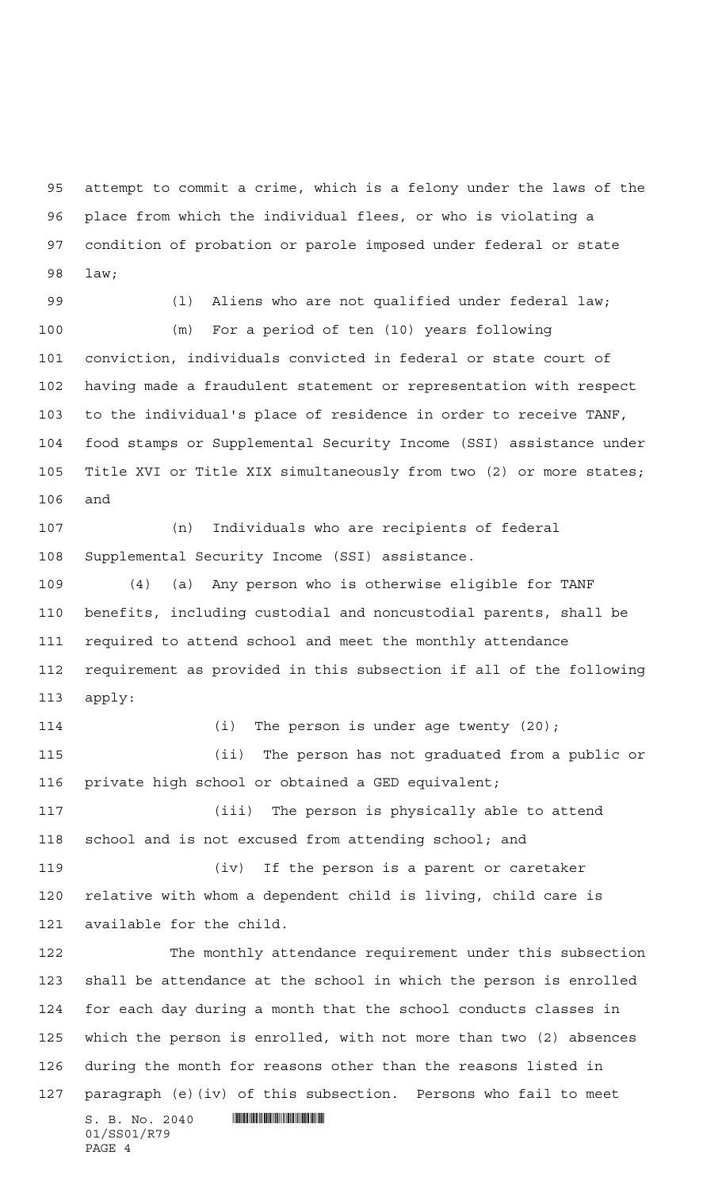attempt to commit a crime, which is a felony under the laws of the place from which the individual flees, or who is violating a condition of probation or parole imposed under federal or state law;

(l) Aliens who are not qualified under federal law;

(m) For a period of ten (10) years following conviction, individuals convicted in federal or state court of having made a fraudulent statement or representation with respect to the individual's place of residence in order to receive TANF, food stamps or Supplemental Security Income (SSI) assistance under Title XVI or Title XIX simultaneously from two (2) or more states; and

(n) Individuals who are recipients of federal Supplemental Security Income (SSI) assistance.

(4) (a) Any person who is otherwise eligible for TANF benefits, including custodial and noncustodial parents, shall be required to attend school and meet the monthly attendance requirement as provided in this subsection if all of the following apply:

(i) The person is under age twenty (20);

(ii) The person has not graduated from a public or private high school or obtained a GED equivalent;

(iii) The person is physically able to attend school and is not excused from attending school; and

(iv) If the person is a parent or caretaker relative with whom a dependent child is living, child care is available for the child.

The monthly attendance requirement under this subsection shall be attendance at the school in which the person is enrolled for each day during a month that the school conducts classes in which the person is enrolled, with not more than two (2) absences during the month for reasons other than the reasons listed in paragraph (e)(iv) of this subsection. Persons who fail to meet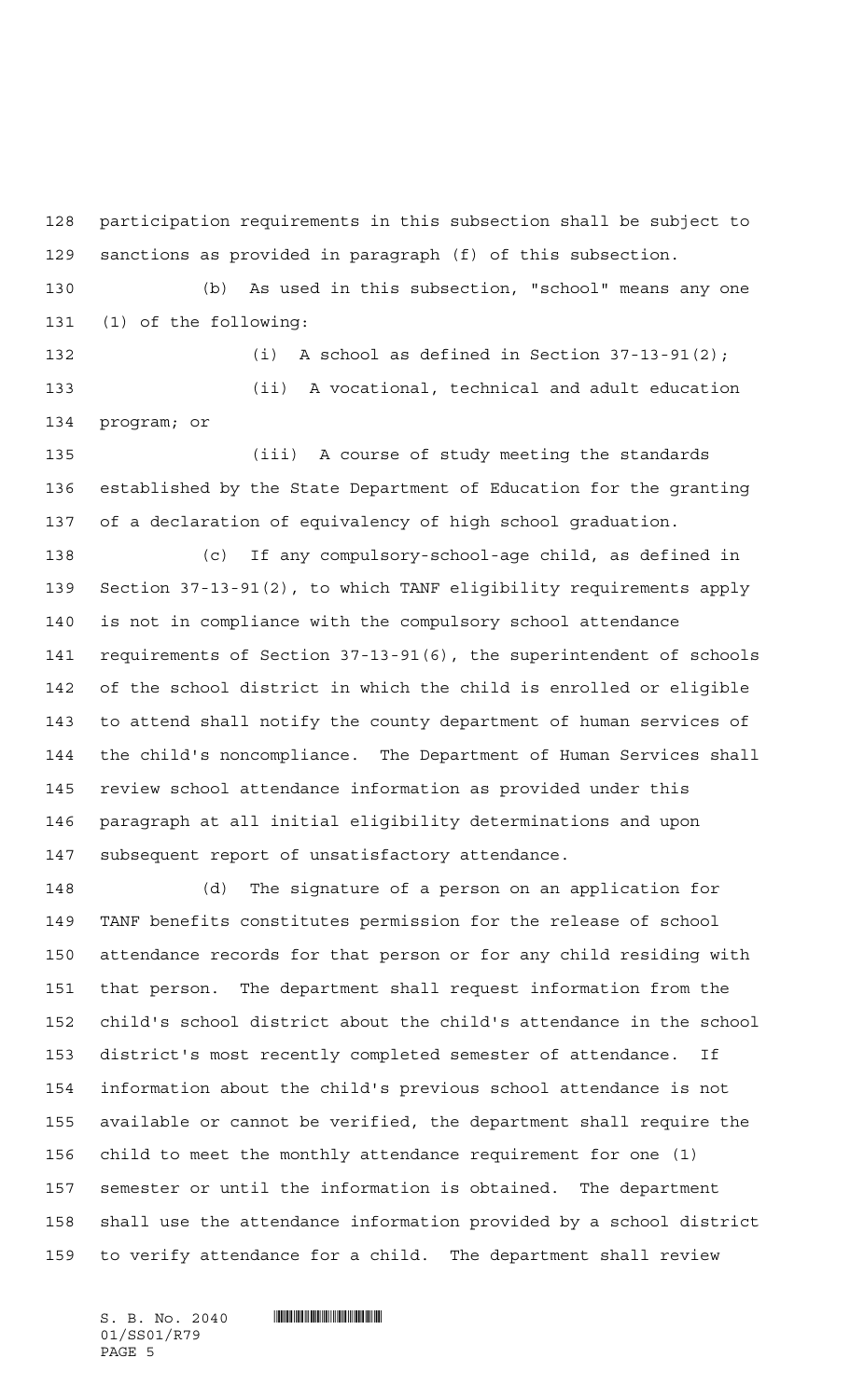participation requirements in this subsection shall be subject to sanctions as provided in paragraph (f) of this subsection.

(b) As used in this subsection, "school" means any one (1) of the following:

(i) A school as defined in Section 37-13-91(2);

(ii) A vocational, technical and adult education program; or

(iii) A course of study meeting the standards established by the State Department of Education for the granting of a declaration of equivalency of high school graduation.

(c) If any compulsory-school-age child, as defined in Section 37-13-91(2), to which TANF eligibility requirements apply is not in compliance with the compulsory school attendance requirements of Section 37-13-91(6), the superintendent of schools of the school district in which the child is enrolled or eligible to attend shall notify the county department of human services of the child's noncompliance. The Department of Human Services shall review school attendance information as provided under this paragraph at all initial eligibility determinations and upon subsequent report of unsatisfactory attendance.

(d) The signature of a person on an application for TANF benefits constitutes permission for the release of school attendance records for that person or for any child residing with that person. The department shall request information from the child's school district about the child's attendance in the school district's most recently completed semester of attendance. If information about the child's previous school attendance is not available or cannot be verified, the department shall require the child to meet the monthly attendance requirement for one (1) semester or until the information is obtained. The department shall use the attendance information provided by a school district to verify attendance for a child. The department shall review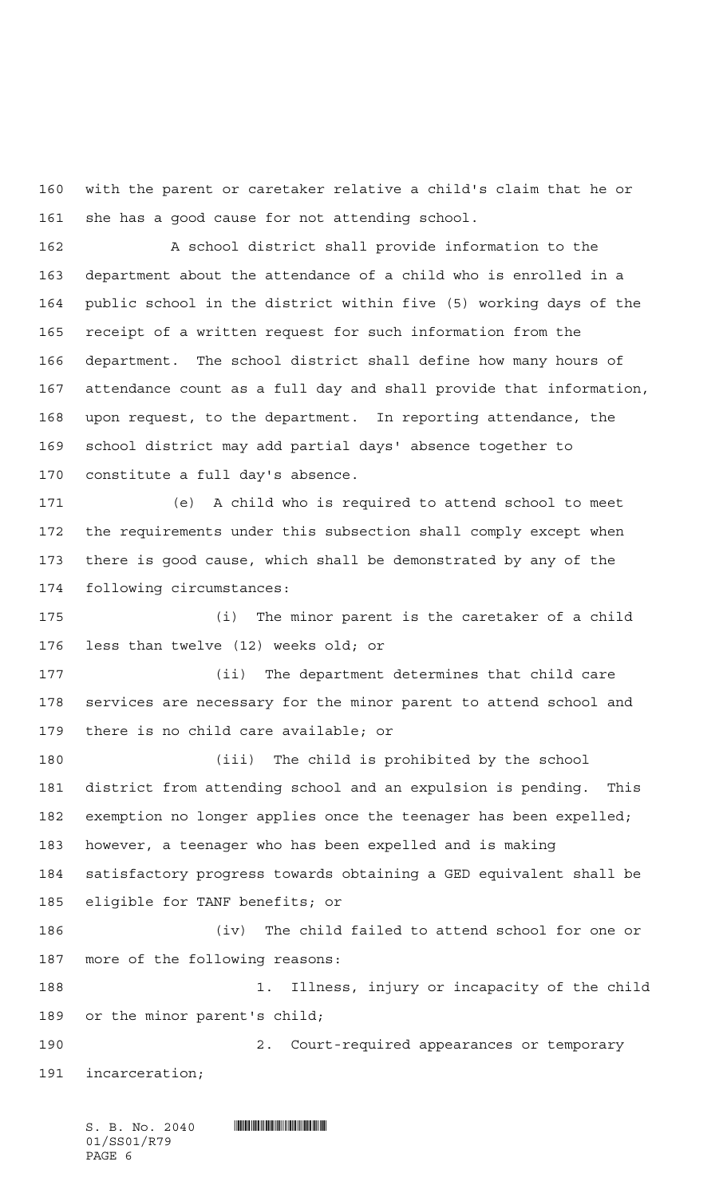with the parent or caretaker relative a child's claim that he or she has a good cause for not attending school.

A school district shall provide information to the department about the attendance of a child who is enrolled in a public school in the district within five (5) working days of the receipt of a written request for such information from the department. The school district shall define how many hours of attendance count as a full day and shall provide that information, upon request, to the department. In reporting attendance, the school district may add partial days' absence together to constitute a full day's absence.

(e) A child who is required to attend school to meet the requirements under this subsection shall comply except when there is good cause, which shall be demonstrated by any of the following circumstances:

(i) The minor parent is the caretaker of a child less than twelve (12) weeks old; or

(ii) The department determines that child care services are necessary for the minor parent to attend school and there is no child care available; or

(iii) The child is prohibited by the school district from attending school and an expulsion is pending. This exemption no longer applies once the teenager has been expelled; however, a teenager who has been expelled and is making satisfactory progress towards obtaining a GED equivalent shall be eligible for TANF benefits; or

(iv) The child failed to attend school for one or more of the following reasons:

1. Illness, injury or incapacity of the child or the minor parent's child;

2. Court-required appearances or temporary incarceration;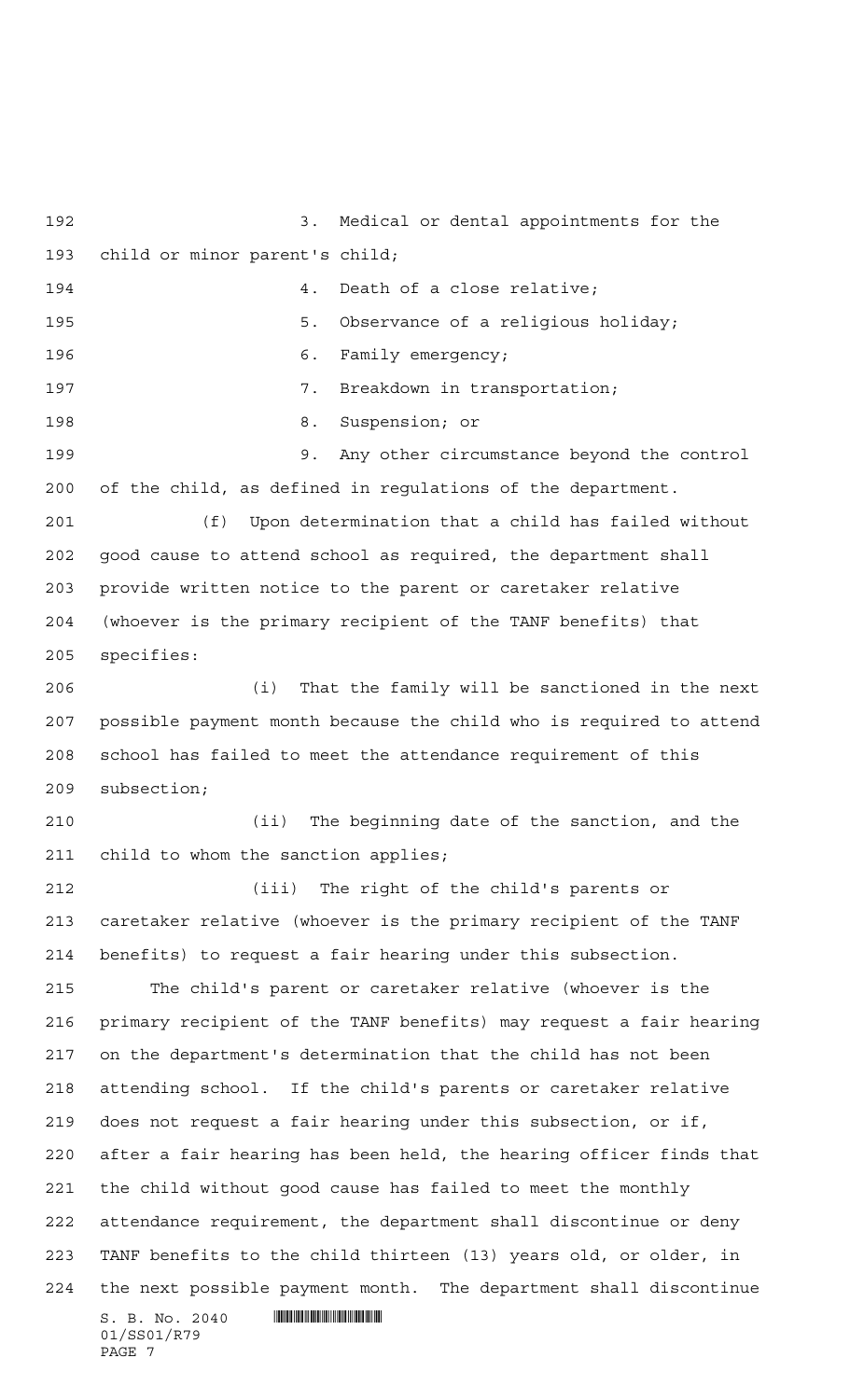3. Medical or dental appointments for the child or minor parent's child;

4. Death of a close relative;

5. Observance of a religious holiday;

6. Family emergency;

7. Breakdown in transportation;

8. Suspension; or

9. Any other circumstance beyond the control of the child, as defined in regulations of the department.

(f) Upon determination that a child has failed without good cause to attend school as required, the department shall provide written notice to the parent or caretaker relative (whoever is the primary recipient of the TANF benefits) that specifies:

(i) That the family will be sanctioned in the next possible payment month because the child who is required to attend school has failed to meet the attendance requirement of this subsection;

(ii) The beginning date of the sanction, and the child to whom the sanction applies;

(iii) The right of the child's parents or caretaker relative (whoever is the primary recipient of the TANF benefits) to request a fair hearing under this subsection.

The child's parent or caretaker relative (whoever is the primary recipient of the TANF benefits) may request a fair hearing on the department's determination that the child has not been attending school. If the child's parents or caretaker relative does not request a fair hearing under this subsection, or if, after a fair hearing has been held, the hearing officer finds that the child without good cause has failed to meet the monthly attendance requirement, the department shall discontinue or deny TANF benefits to the child thirteen (13) years old, or older, in the next possible payment month. The department shall discontinue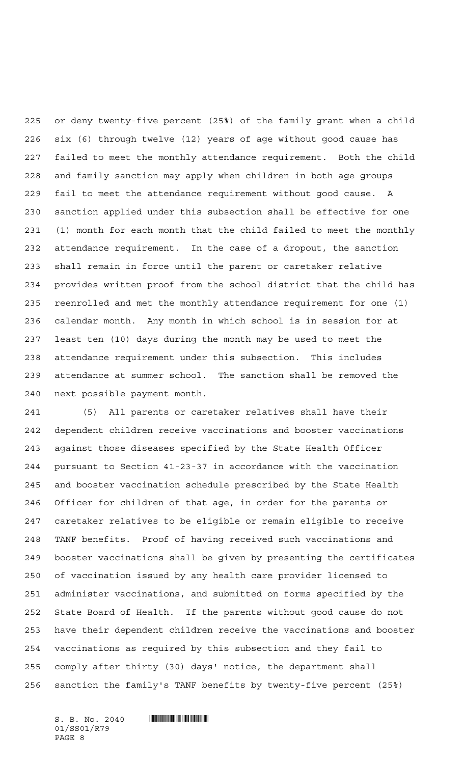or deny twenty-five percent (25%) of the family grant when a child six (6) through twelve (12) years of age without good cause has failed to meet the monthly attendance requirement. Both the child and family sanction may apply when children in both age groups fail to meet the attendance requirement without good cause. A sanction applied under this subsection shall be effective for one (1) month for each month that the child failed to meet the monthly attendance requirement. In the case of a dropout, the sanction shall remain in force until the parent or caretaker relative provides written proof from the school district that the child has reenrolled and met the monthly attendance requirement for one (1) calendar month. Any month in which school is in session for at least ten (10) days during the month may be used to meet the attendance requirement under this subsection. This includes attendance at summer school. The sanction shall be removed the next possible payment month.

(5) All parents or caretaker relatives shall have their dependent children receive vaccinations and booster vaccinations against those diseases specified by the State Health Officer pursuant to Section 41-23-37 in accordance with the vaccination and booster vaccination schedule prescribed by the State Health Officer for children of that age, in order for the parents or caretaker relatives to be eligible or remain eligible to receive TANF benefits. Proof of having received such vaccinations and booster vaccinations shall be given by presenting the certificates of vaccination issued by any health care provider licensed to administer vaccinations, and submitted on forms specified by the State Board of Health. If the parents without good cause do not have their dependent children receive the vaccinations and booster vaccinations as required by this subsection and they fail to comply after thirty (30) days' notice, the department shall sanction the family's TANF benefits by twenty-five percent (25%)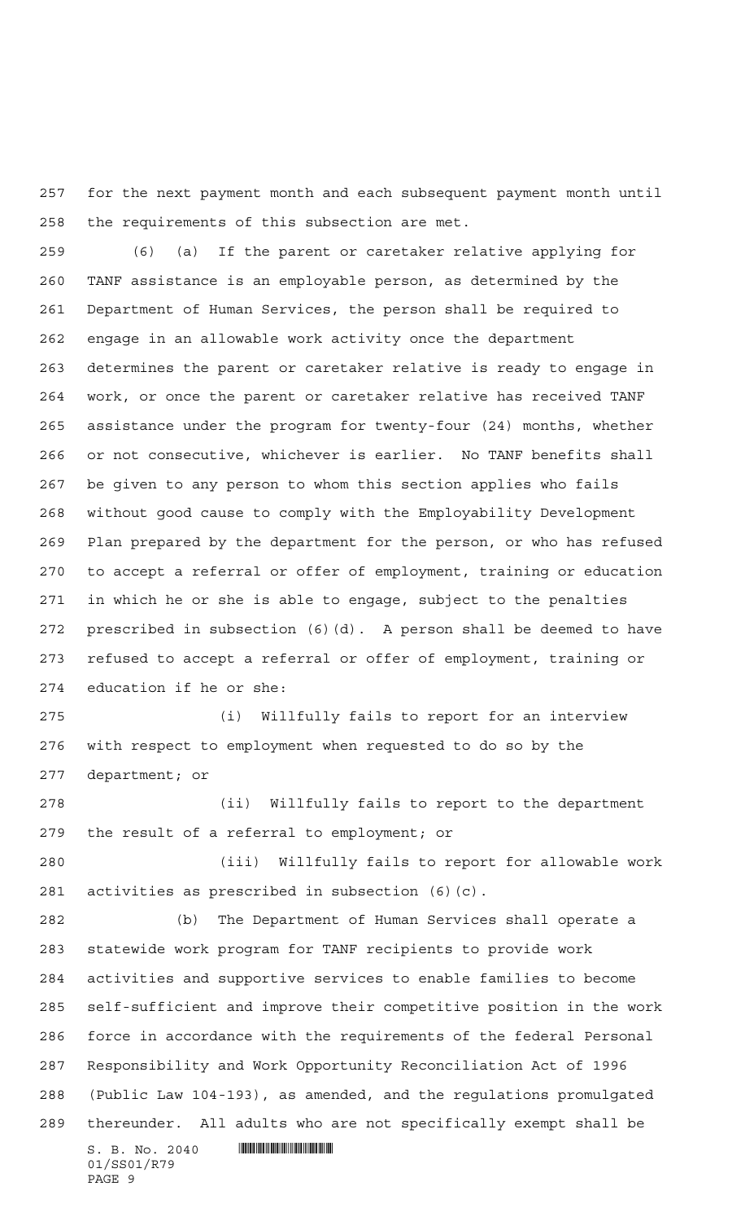for the next payment month and each subsequent payment month until the requirements of this subsection are met.

(6) (a) If the parent or caretaker relative applying for TANF assistance is an employable person, as determined by the Department of Human Services, the person shall be required to engage in an allowable work activity once the department determines the parent or caretaker relative is ready to engage in work, or once the parent or caretaker relative has received TANF assistance under the program for twenty-four (24) months, whether or not consecutive, whichever is earlier. No TANF benefits shall be given to any person to whom this section applies who fails without good cause to comply with the Employability Development Plan prepared by the department for the person, or who has refused to accept a referral or offer of employment, training or education in which he or she is able to engage, subject to the penalties prescribed in subsection (6)(d). A person shall be deemed to have refused to accept a referral or offer of employment, training or education if he or she:

(i) Willfully fails to report for an interview with respect to employment when requested to do so by the department; or

(ii) Willfully fails to report to the department the result of a referral to employment; or

(iii) Willfully fails to report for allowable work activities as prescribed in subsection (6)(c).

(b) The Department of Human Services shall operate a statewide work program for TANF recipients to provide work activities and supportive services to enable families to become self-sufficient and improve their competitive position in the work force in accordance with the requirements of the federal Personal Responsibility and Work Opportunity Reconciliation Act of 1996 (Public Law 104-193), as amended, and the regulations promulgated thereunder. All adults who are not specifically exempt shall be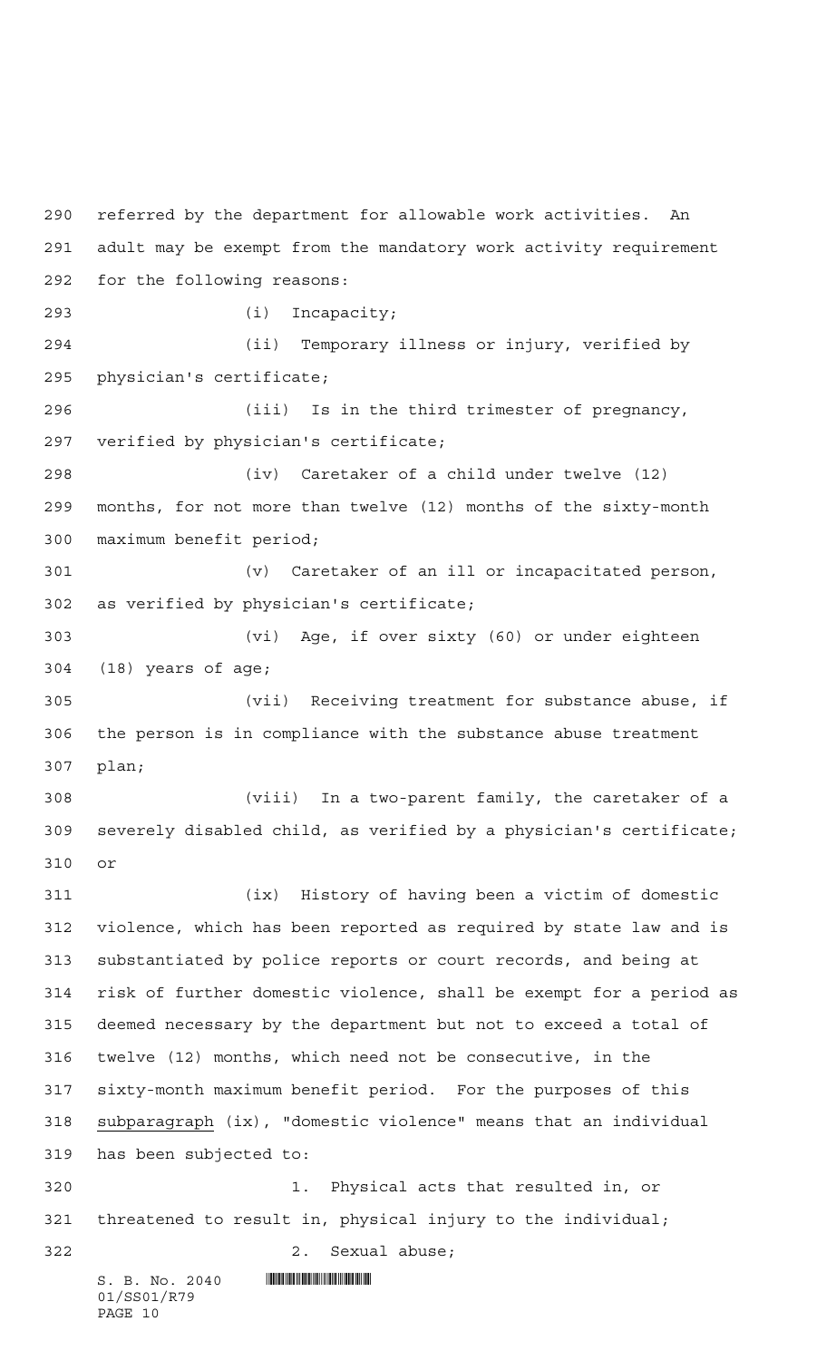referred by the department for allowable work activities. An adult may be exempt from the mandatory work activity requirement for the following reasons:

(i) Incapacity;

(ii) Temporary illness or injury, verified by physician's certificate;

(iii) Is in the third trimester of pregnancy, verified by physician's certificate;

(iv) Caretaker of a child under twelve (12) months, for not more than twelve (12) months of the sixty-month maximum benefit period;

(v) Caretaker of an ill or incapacitated person, as verified by physician's certificate;

(vi) Age, if over sixty (60) or under eighteen (18) years of age;

(vii) Receiving treatment for substance abuse, if the person is in compliance with the substance abuse treatment plan;

(viii) In a two-parent family, the caretaker of a severely disabled child, as verified by a physician's certificate; or

(ix) History of having been a victim of domestic violence, which has been reported as required by state law and is substantiated by police reports or court records, and being at risk of further domestic violence, shall be exempt for a period as deemed necessary by the department but not to exceed a total of twelve (12) months, which need not be consecutive, in the sixty-month maximum benefit period. For the purposes of this subparagraph (ix), "domestic violence" means that an individual has been subjected to:

1. Physical acts that resulted in, or threatened to result in, physical injury to the individual;

2. Sexual abuse;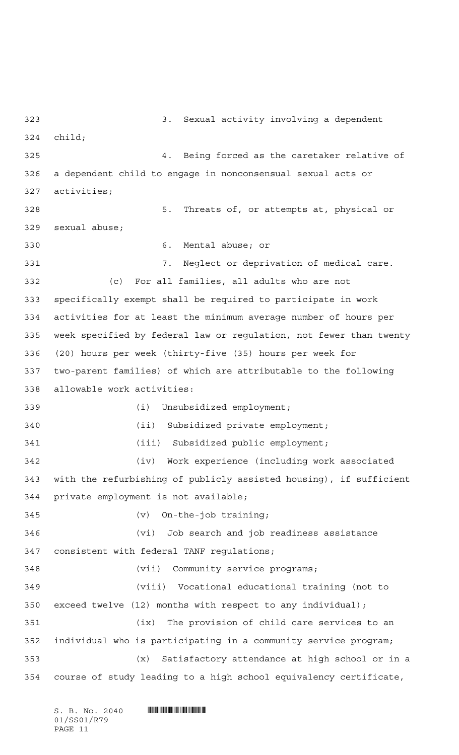3. Sexual activity involving a dependent child;

4. Being forced as the caretaker relative of a dependent child to engage in nonconsensual sexual acts or activities;

5. Threats of, or attempts at, physical or sexual abuse;

6. Mental abuse; or

7. Neglect or deprivation of medical care.

(c) For all families, all adults who are not specifically exempt shall be required to participate in work activities for at least the minimum average number of hours per week specified by federal law or regulation, not fewer than twenty (20) hours per week (thirty-five (35) hours per week for two-parent families) of which are attributable to the following allowable work activities:

(i) Unsubsidized employment;

(ii) Subsidized private employment;

(iii) Subsidized public employment;

(iv) Work experience (including work associated with the refurbishing of publicly assisted housing), if sufficient private employment is not available;

(v) On-the-job training;

(vi) Job search and job readiness assistance consistent with federal TANF regulations;

(vii) Community service programs;

(viii) Vocational educational training (not to exceed twelve (12) months with respect to any individual);

(ix) The provision of child care services to an individual who is participating in a community service program;

(x) Satisfactory attendance at high school or in a course of study leading to a high school equivalency certificate,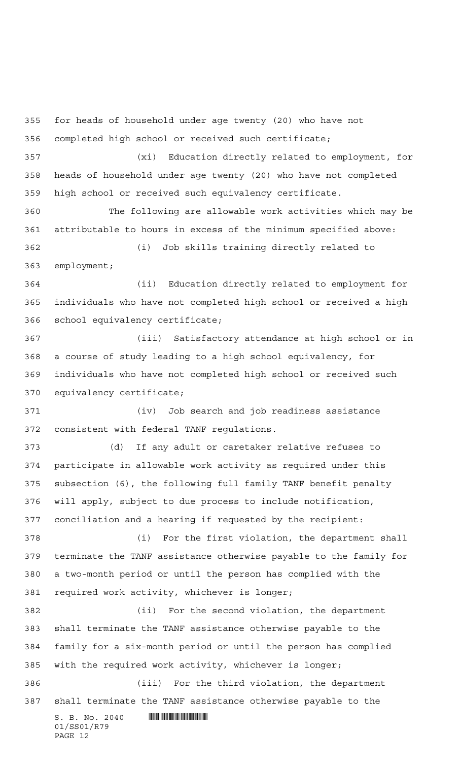for heads of household under age twenty (20) who have not completed high school or received such certificate;

(xi) Education directly related to employment, for heads of household under age twenty (20) who have not completed high school or received such equivalency certificate.

The following are allowable work activities which may be attributable to hours in excess of the minimum specified above:

(i) Job skills training directly related to employment;

(ii) Education directly related to employment for individuals who have not completed high school or received a high school equivalency certificate;

(iii) Satisfactory attendance at high school or in a course of study leading to a high school equivalency, for individuals who have not completed high school or received such equivalency certificate;

(iv) Job search and job readiness assistance consistent with federal TANF regulations.

(d) If any adult or caretaker relative refuses to participate in allowable work activity as required under this subsection (6), the following full family TANF benefit penalty will apply, subject to due process to include notification, conciliation and a hearing if requested by the recipient:

(i) For the first violation, the department shall terminate the TANF assistance otherwise payable to the family for a two-month period or until the person has complied with the required work activity, whichever is longer;

(ii) For the second violation, the department shall terminate the TANF assistance otherwise payable to the family for a six-month period or until the person has complied with the required work activity, whichever is longer;

(iii) For the third violation, the department shall terminate the TANF assistance otherwise payable to the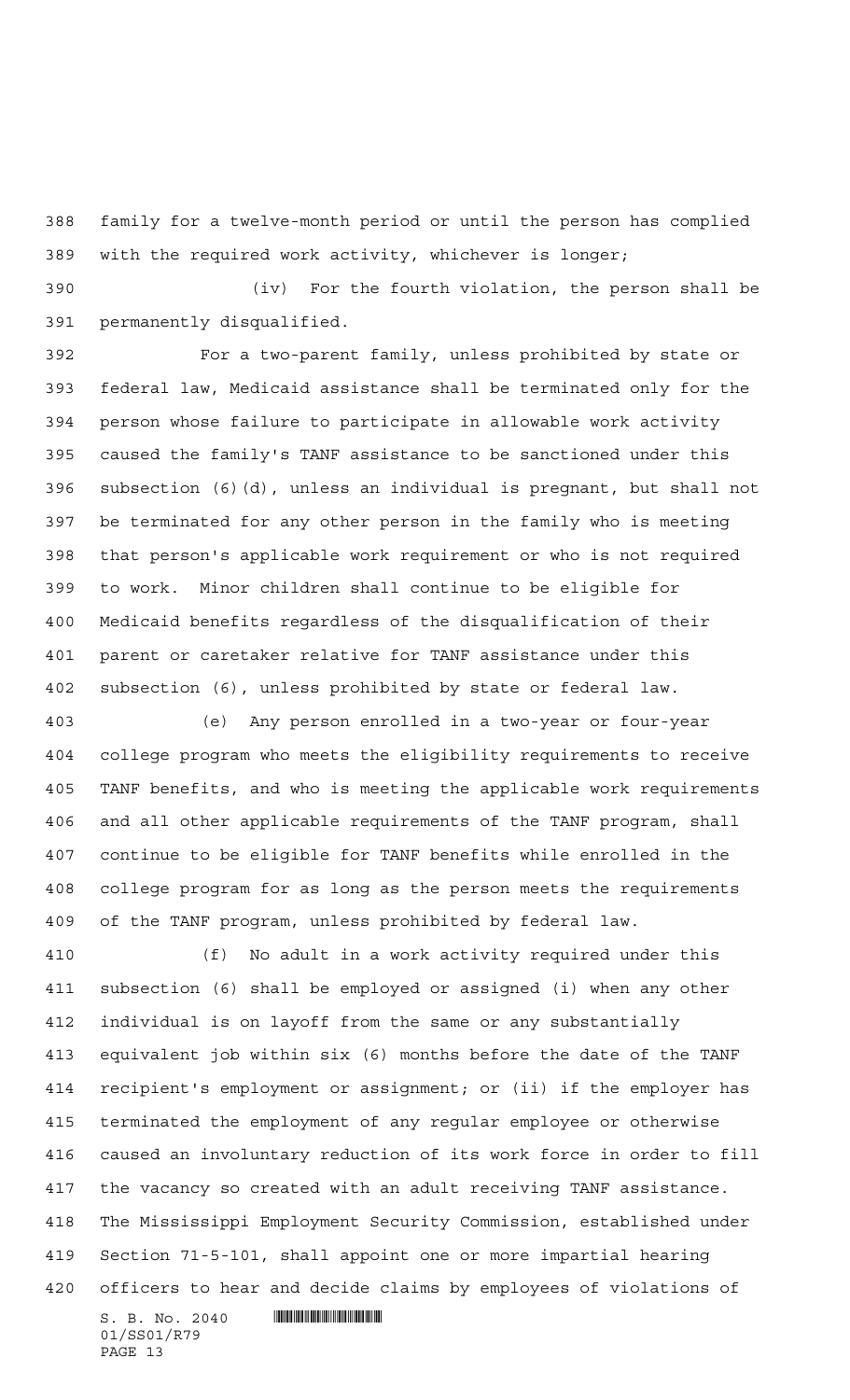family for a twelve-month period or until the person has complied with the required work activity, whichever is longer;

(iv) For the fourth violation, the person shall be permanently disqualified.

For a two-parent family, unless prohibited by state or federal law, Medicaid assistance shall be terminated only for the person whose failure to participate in allowable work activity caused the family's TANF assistance to be sanctioned under this subsection (6)(d), unless an individual is pregnant, but shall not be terminated for any other person in the family who is meeting that person's applicable work requirement or who is not required to work. Minor children shall continue to be eligible for Medicaid benefits regardless of the disqualification of their parent or caretaker relative for TANF assistance under this subsection (6), unless prohibited by state or federal law.

(e) Any person enrolled in a two-year or four-year college program who meets the eligibility requirements to receive TANF benefits, and who is meeting the applicable work requirements and all other applicable requirements of the TANF program, shall continue to be eligible for TANF benefits while enrolled in the college program for as long as the person meets the requirements of the TANF program, unless prohibited by federal law.

(f) No adult in a work activity required under this subsection (6) shall be employed or assigned (i) when any other individual is on layoff from the same or any substantially equivalent job within six (6) months before the date of the TANF recipient's employment or assignment; or (ii) if the employer has terminated the employment of any regular employee or otherwise caused an involuntary reduction of its work force in order to fill the vacancy so created with an adult receiving TANF assistance. The Mississippi Employment Security Commission, established under Section 71-5-101, shall appoint one or more impartial hearing officers to hear and decide claims by employees of violations of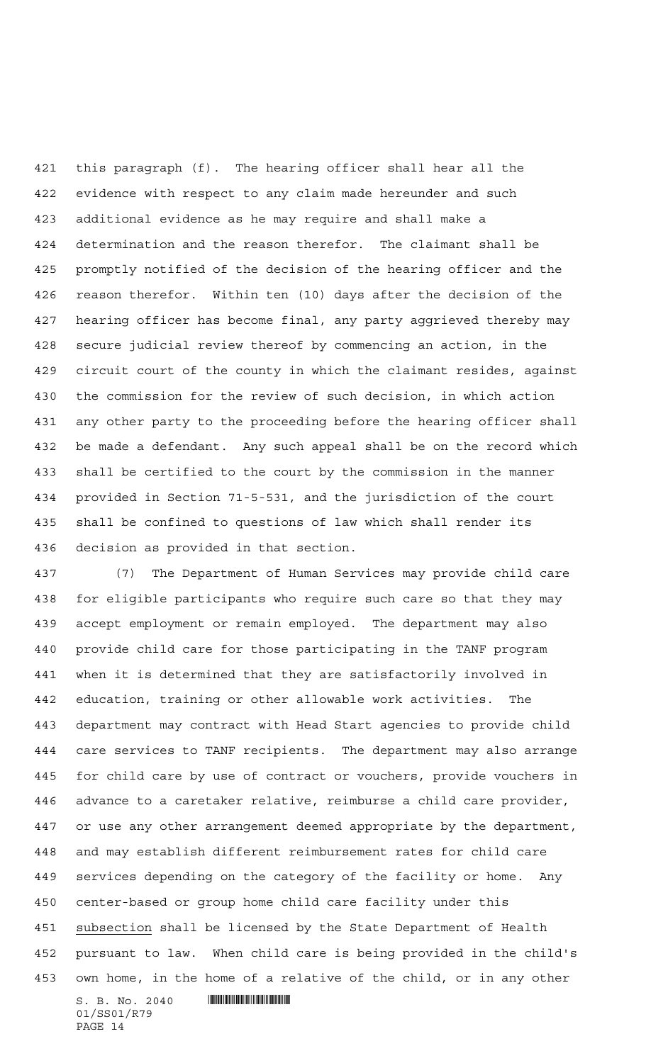this paragraph (f). The hearing officer shall hear all the evidence with respect to any claim made hereunder and such additional evidence as he may require and shall make a determination and the reason therefor. The claimant shall be promptly notified of the decision of the hearing officer and the reason therefor. Within ten (10) days after the decision of the hearing officer has become final, any party aggrieved thereby may secure judicial review thereof by commencing an action, in the circuit court of the county in which the claimant resides, against the commission for the review of such decision, in which action any other party to the proceeding before the hearing officer shall be made a defendant. Any such appeal shall be on the record which shall be certified to the court by the commission in the manner provided in Section 71-5-531, and the jurisdiction of the court shall be confined to questions of law which shall render its decision as provided in that section.

(7) The Department of Human Services may provide child care for eligible participants who require such care so that they may accept employment or remain employed. The department may also provide child care for those participating in the TANF program when it is determined that they are satisfactorily involved in education, training or other allowable work activities. The department may contract with Head Start agencies to provide child care services to TANF recipients. The department may also arrange for child care by use of contract or vouchers, provide vouchers in advance to a caretaker relative, reimburse a child care provider, or use any other arrangement deemed appropriate by the department, and may establish different reimbursement rates for child care services depending on the category of the facility or home. Any center-based or group home child care facility under this subsection shall be licensed by the State Department of Health pursuant to law. When child care is being provided in the child's own home, in the home of a relative of the child, or in any other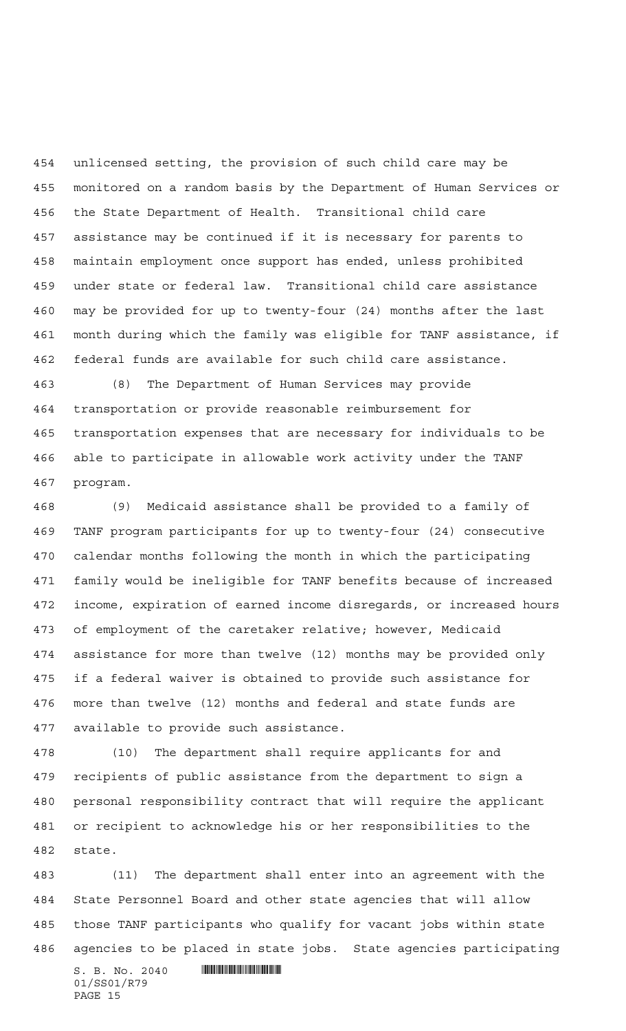unlicensed setting, the provision of such child care may be monitored on a random basis by the Department of Human Services or the State Department of Health. Transitional child care assistance may be continued if it is necessary for parents to maintain employment once support has ended, unless prohibited under state or federal law. Transitional child care assistance may be provided for up to twenty-four (24) months after the last month during which the family was eligible for TANF assistance, if federal funds are available for such child care assistance.

(8) The Department of Human Services may provide transportation or provide reasonable reimbursement for transportation expenses that are necessary for individuals to be able to participate in allowable work activity under the TANF program.

(9) Medicaid assistance shall be provided to a family of TANF program participants for up to twenty-four (24) consecutive calendar months following the month in which the participating family would be ineligible for TANF benefits because of increased income, expiration of earned income disregards, or increased hours of employment of the caretaker relative; however, Medicaid assistance for more than twelve (12) months may be provided only if a federal waiver is obtained to provide such assistance for more than twelve (12) months and federal and state funds are available to provide such assistance.

(10) The department shall require applicants for and recipients of public assistance from the department to sign a personal responsibility contract that will require the applicant or recipient to acknowledge his or her responsibilities to the state.

(11) The department shall enter into an agreement with the State Personnel Board and other state agencies that will allow those TANF participants who qualify for vacant jobs within state agencies to be placed in state jobs. State agencies participating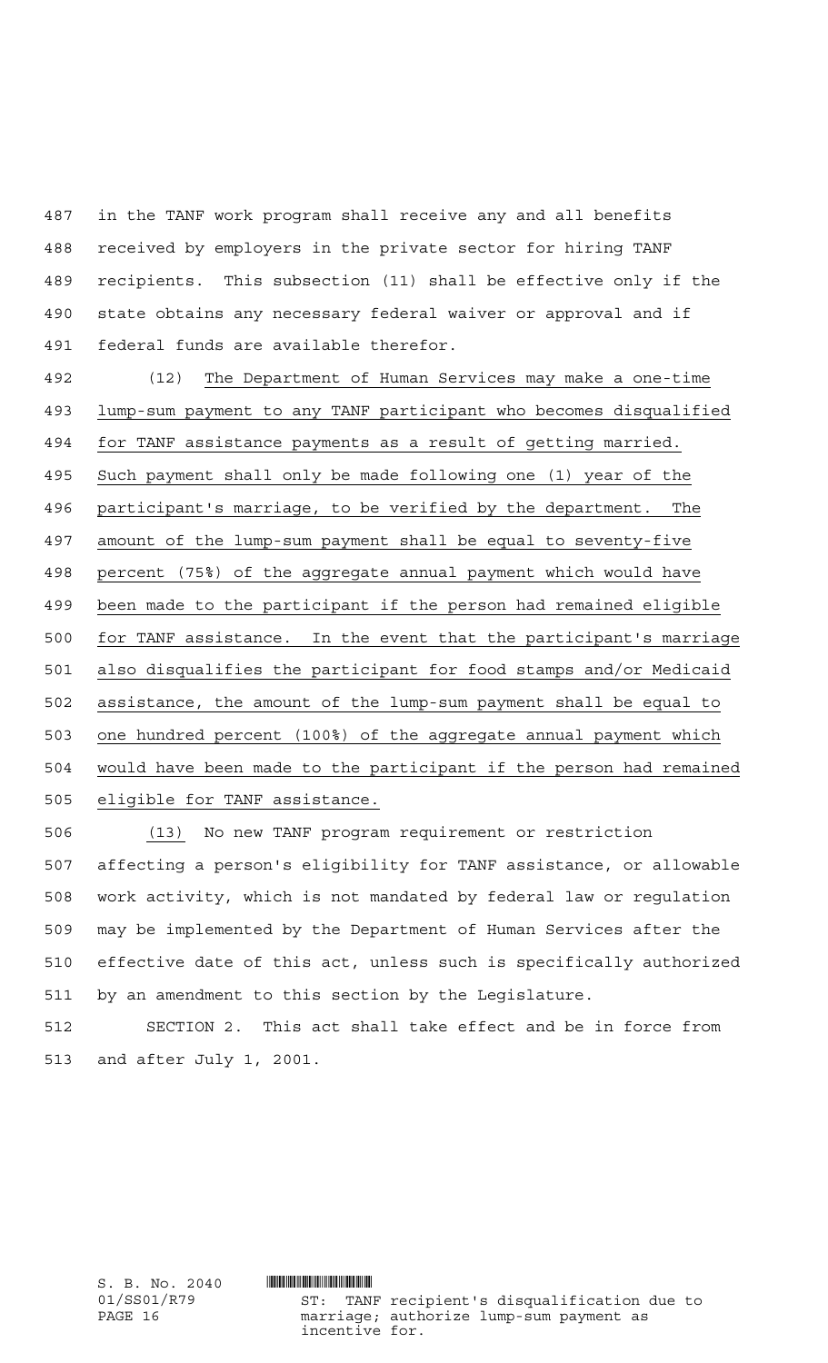in the TANF work program shall receive any and all benefits received by employers in the private sector for hiring TANF recipients. This subsection (11) shall be effective only if the state obtains any necessary federal waiver or approval and if federal funds are available therefor.

(12) The Department of Human Services may make a one-time lump-sum payment to any TANF participant who becomes disqualified for TANF assistance payments as a result of getting married. Such payment shall only be made following one (1) year of the participant's marriage, to be verified by the department. The amount of the lump-sum payment shall be equal to seventy-five percent (75%) of the aggregate annual payment which would have been made to the participant if the person had remained eligible for TANF assistance. In the event that the participant's marriage also disqualifies the participant for food stamps and/or Medicaid assistance, the amount of the lump-sum payment shall be equal to one hundred percent (100%) of the aggregate annual payment which would have been made to the participant if the person had remained eligible for TANF assistance.

(13) No new TANF program requirement or restriction affecting a person's eligibility for TANF assistance, or allowable work activity, which is not mandated by federal law or regulation may be implemented by the Department of Human Services after the effective date of this act, unless such is specifically authorized by an amendment to this section by the Legislature.

SECTION 2. This act shall take effect and be in force from and after July 1, 2001.

ST: TANF recipient's disqualification due to marriage; authorize lump-sum payment as incentive for.